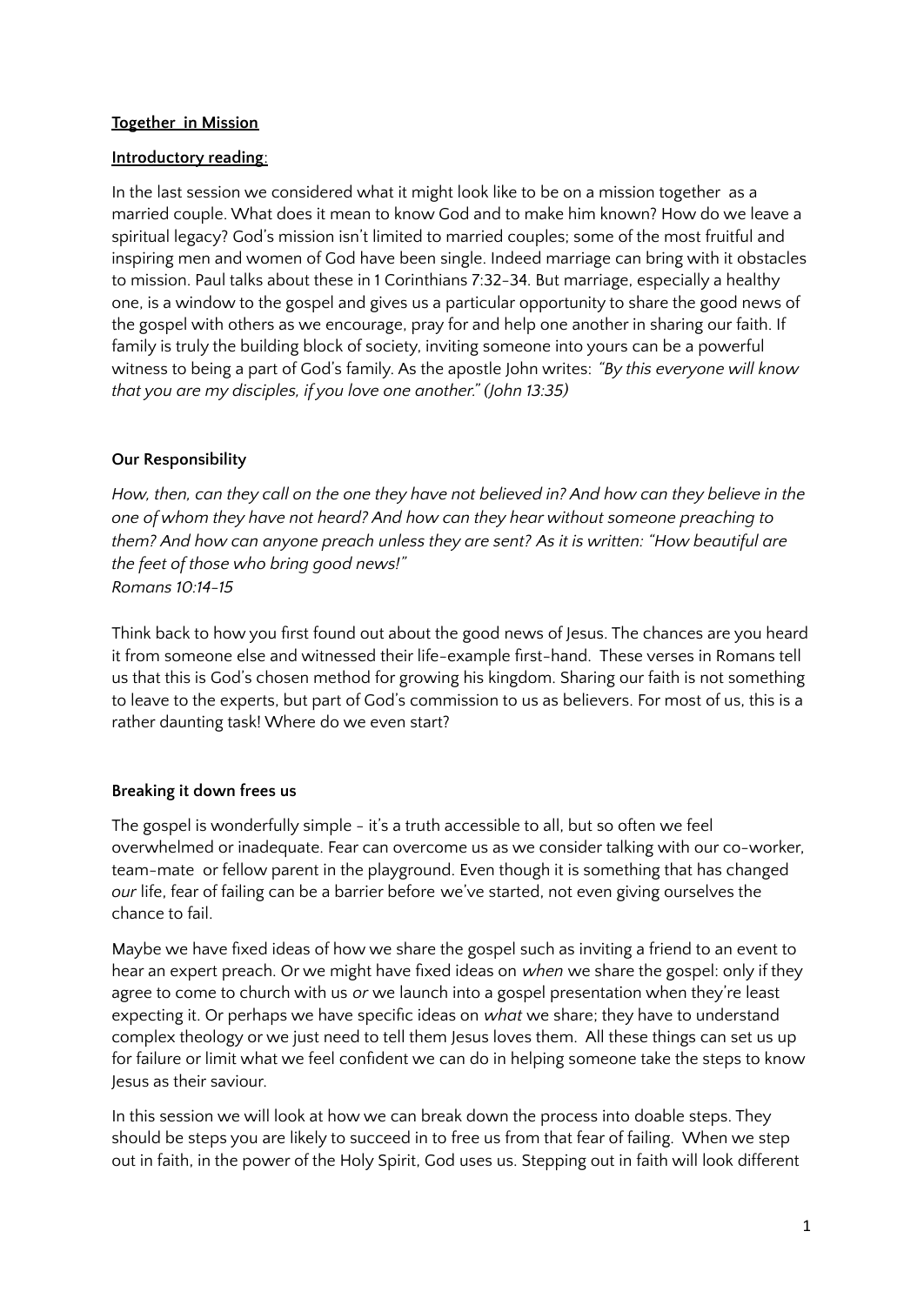**Together in Mission**

**Introductory reading**:

In the last session we considered what it might look like to be on a mission together as a married couple. What does it mean to know God and to make him known? How do we leave a spiritual legacy? God's mission isn't limited to married couples; some of the most fruitful and inspiring men and women of God have been single. Indeed marriage can bring with it obstacles to mission. Paul talks about these in 1 Corinthians 7:32-34. But marriage, especially a healthy one, is a window to the gospel and gives us a particular opportunity to share the good news of the gospel with others as we encourage, pray for and help one another in sharing our faith. If family is truly the building block of society, inviting someone into yours can be a powerful witness to being a part of God's family. As the apostle John writes: *"By this everyone will know that you are my disciples, if you love one another." (John 13:35)*

**Our Responsibility**

*How, then, can they call on the one they have not believed in? And how can they believe in the one of whom they have not heard? And how can they hear without someone preaching to them? And how can anyone preach unless they are sent? As it is written: "How beautiful are the feet of those who bring good news!"*
*Romans 10:14-15*

Think back to how you first found out about the good news of Jesus. The chances are you heard it from someone else and witnessed their life-example first-hand. These verses in Romans tell us that this is God's chosen method for growing his kingdom. Sharing our faith is not something to leave to the experts, but part of God's commission to us as believers. For most of us, this is a rather daunting task! Where do we even start?

**Breaking it down frees us**

The gospel is wonderfully simple - it's a truth accessible to all, but so often we feel overwhelmed or inadequate. Fear can overcome us as we consider talking with our co-worker, team-mate or fellow parent in the playground. Even though it is something that has changed *our* life, fear of failing can be a barrier before we've started, not even giving ourselves the chance to fail.

Maybe we have fixed ideas of how we share the gospel such as inviting a friend to an event to hear an expert preach. Or we might have fixed ideas on *when* we share the gospel: only if they agree to come to church with us *or* we launch into a gospel presentation when they're least expecting it. Or perhaps we have specific ideas on *what* we share; they have to understand complex theology or we just need to tell them Jesus loves them. All these things can set us up for failure or limit what we feel confident we can do in helping someone take the steps to know Jesus as their saviour.

In this session we will look at how we can break down the process into doable steps. They should be steps you are likely to succeed in to free us from that fear of failing. When we step out in faith, in the power of the Holy Spirit, God uses us. Stepping out in faith will look different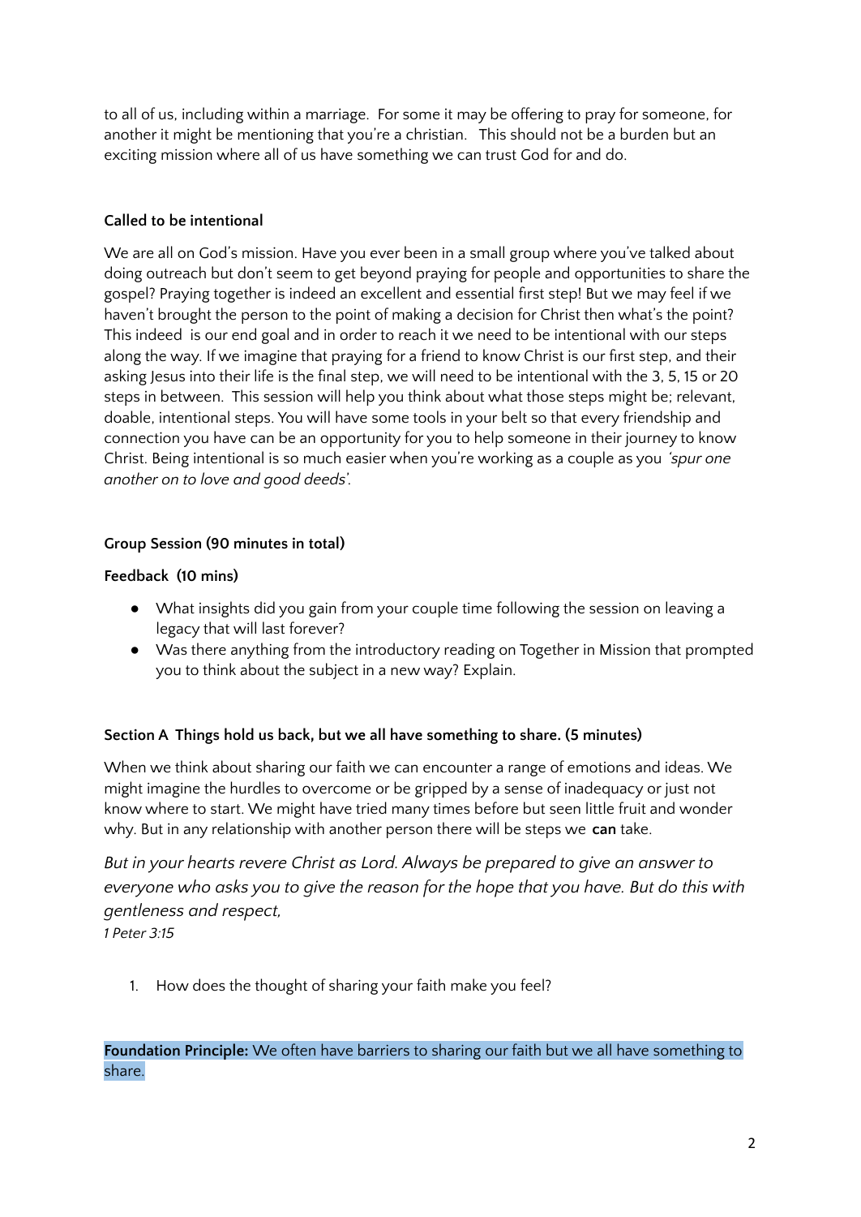to all of us, including within a marriage. For some it may be offering to pray for someone, for another it might be mentioning that you're a christian. This should not be a burden but an exciting mission where all of us have something we can trust God for and do.

**Called to be intentional**

We are all on God's mission. Have you ever been in a small group where you've talked about doing outreach but don't seem to get beyond praying for people and opportunities to share the gospel? Praying together is indeed an excellent and essential first step! But we may feel if we haven't brought the person to the point of making a decision for Christ then what's the point? This indeed is our end goal and in order to reach it we need to be intentional with our steps along the way. If we imagine that praying for a friend to know Christ is our first step, and their asking Jesus into their life is the final step, we will need to be intentional with the 3, 5, 15 or 20 steps in between. This session will help you think about what those steps might be; relevant, doable, intentional steps. You will have some tools in your belt so that every friendship and connection you have can be an opportunity for you to help someone in their journey to know Christ. Being intentional is so much easier when you're working as a couple as you *'spur one another on to love and good deeds'*.

**Group Session (90 minutes in total)**

**Feedback (10 mins)**

- What insights did you gain from your couple time following the session on leaving a legacy that will last forever?
- Was there anything from the introductory reading on Together in Mission that prompted you to think about the subject in a new way? Explain.

**Section A Things hold us back, but we all have something to share. (5 minutes)**

When we think about sharing our faith we can encounter a range of emotions and ideas. We might imagine the hurdles to overcome or be gripped by a sense of inadequacy or just not know where to start. We might have tried many times before but seen little fruit and wonder why. But in any relationship with another person there will be steps we **can** take.

*But in your hearts revere Christ as Lord. Always be prepared to give an answer to everyone who asks you to give the reason for the hope that you have. But do this with gentleness and respect,*
*1 Peter 3:15*

1. How does the thought of sharing your faith make you feel?

**Foundation Principle:** We often have barriers to sharing our faith but we all have something to share.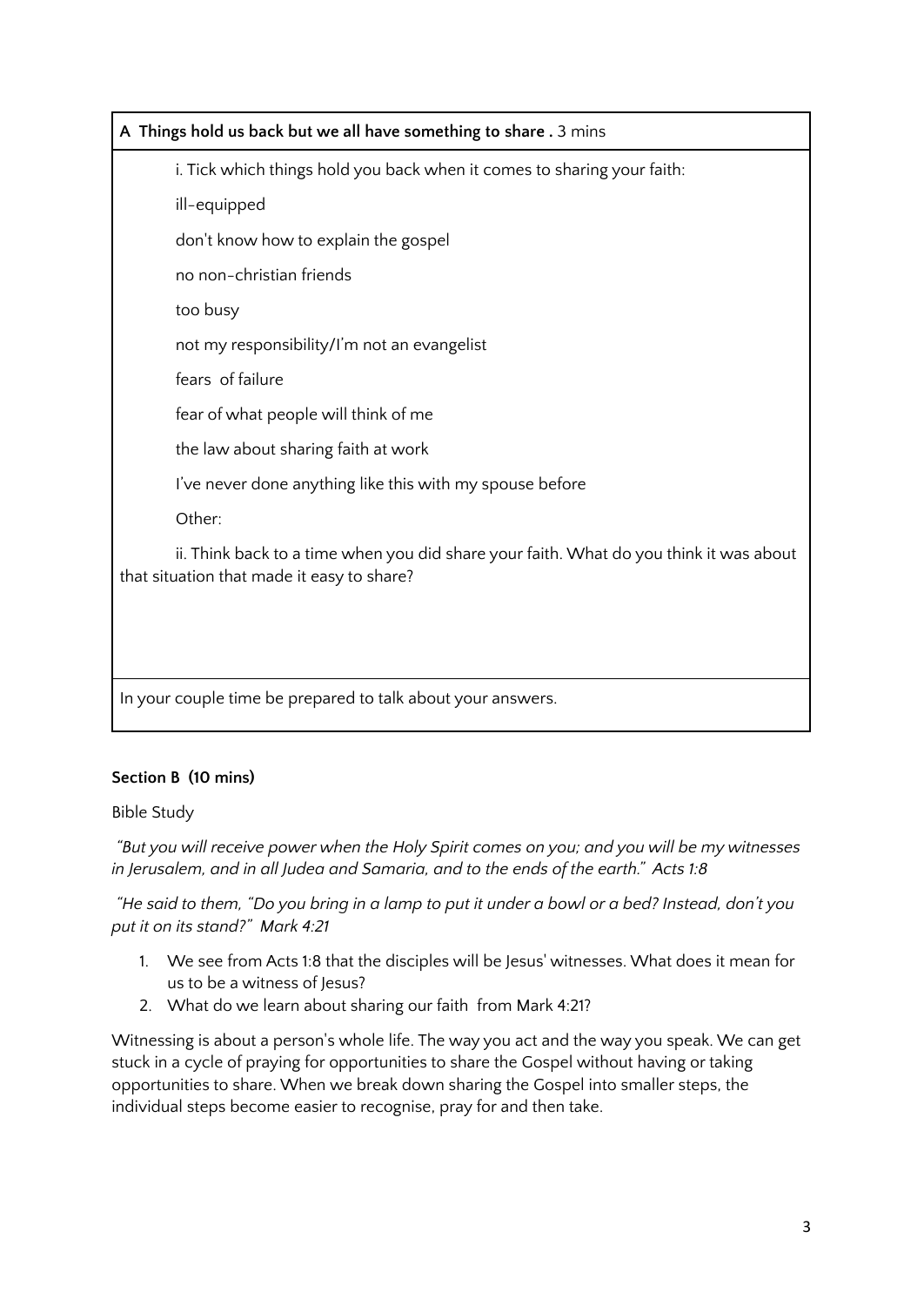**A Things hold us back but we all have something to share .** 3 mins

i. Tick which things hold you back when it comes to sharing your faith:

ill-equipped

don't know how to explain the gospel

no non-christian friends

too busy

not my responsibility/I'm not an evangelist

fears of failure

fear of what people will think of me

the law about sharing faith at work

I've never done anything like this with my spouse before

Other:

ii. Think back to a time when you did share your faith. What do you think it was about that situation that made it easy to share?

In your couple time be prepared to talk about your answers.

**Section B (10 mins)**

Bible Study

*"But you will receive power when the Holy Spirit comes on you; and you will be my witnesses in Jerusalem, and in all Judea and Samaria, and to the ends of the earth." Acts 1:8*

*"He said to them, "Do you bring in a lamp to put it under a bowl or a bed? Instead, don't you put it on its stand?" Mark 4:21*

1. We see from Acts 1:8 that the disciples will be Jesus' witnesses. What does it mean for us to be a witness of Jesus?
2. What do we learn about sharing our faith from Mark 4:21?

Witnessing is about a person's whole life. The way you act and the way you speak. We can get stuck in a cycle of praying for opportunities to share the Gospel without having or taking opportunities to share. When we break down sharing the Gospel into smaller steps, the individual steps become easier to recognise, pray for and then take.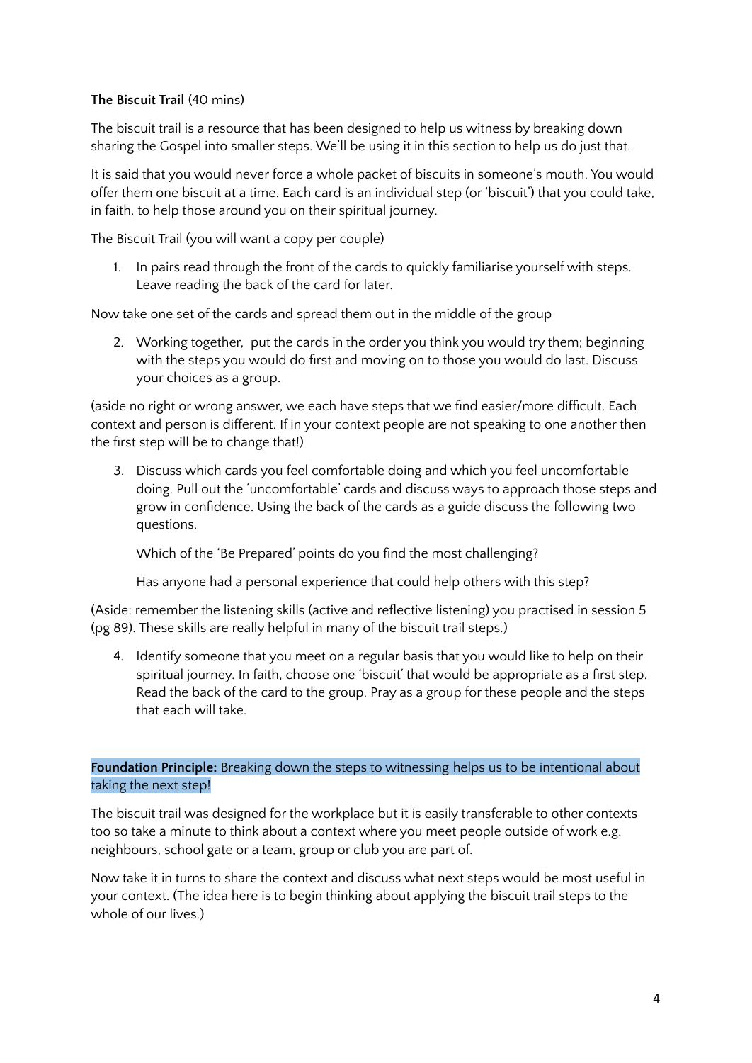**The Biscuit Trail** (40 mins)

The biscuit trail is a resource that has been designed to help us witness by breaking down sharing the Gospel into smaller steps. We'll be using it in this section to help us do just that.

It is said that you would never force a whole packet of biscuits in someone's mouth. You would offer them one biscuit at a time. Each card is an individual step (or 'biscuit') that you could take, in faith, to help those around you on their spiritual journey.

The Biscuit Trail (you will want a copy per couple)

1. In pairs read through the front of the cards to quickly familiarise yourself with steps. Leave reading the back of the card for later.

Now take one set of the cards and spread them out in the middle of the group

2. Working together, put the cards in the order you think you would try them; beginning with the steps you would do first and moving on to those you would do last. Discuss your choices as a group.

(aside no right or wrong answer, we each have steps that we find easier/more difficult. Each context and person is different. If in your context people are not speaking to one another then the first step will be to change that!)

3. Discuss which cards you feel comfortable doing and which you feel uncomfortable doing. Pull out the 'uncomfortable' cards and discuss ways to approach those steps and grow in confidence. Using the back of the cards as a guide discuss the following two questions.

   Which of the 'Be Prepared' points do you find the most challenging?

   Has anyone had a personal experience that could help others with this step?

(Aside: remember the listening skills (active and reflective listening) you practised in session 5 (pg 89). These skills are really helpful in many of the biscuit trail steps.)

4. Identify someone that you meet on a regular basis that you would like to help on their spiritual journey. In faith, choose one 'biscuit' that would be appropriate as a first step. Read the back of the card to the group. Pray as a group for these people and the steps that each will take.

**Foundation Principle:** Breaking down the steps to witnessing helps us to be intentional about taking the next step!

The biscuit trail was designed for the workplace but it is easily transferable to other contexts too so take a minute to think about a context where you meet people outside of work e.g. neighbours, school gate or a team, group or club you are part of.

Now take it in turns to share the context and discuss what next steps would be most useful in your context. (The idea here is to begin thinking about applying the biscuit trail steps to the whole of our lives.)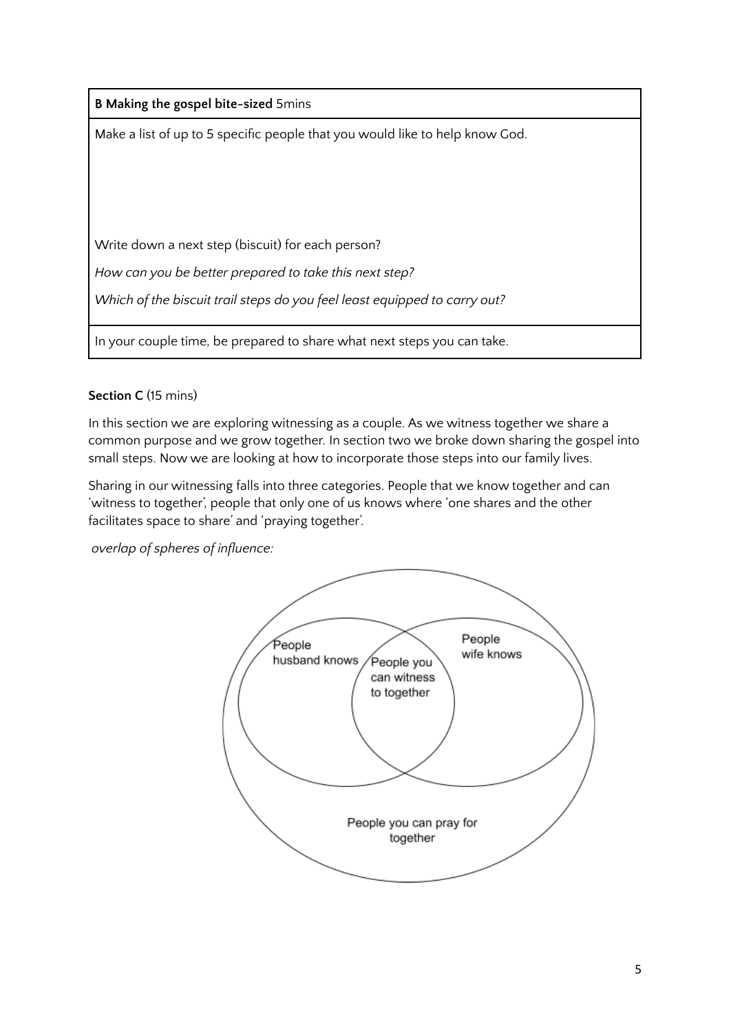**B Making the gospel bite-sized** 5mins

Make a list of up to 5 specific people that you would like to help know God.

Write down a next step (biscuit) for each person?

*How can you be better prepared to take this next step?*

*Which of the biscuit trail steps do you feel least equipped to carry out?*

In your couple time, be prepared to share what next steps you can take.

**Section C** (15 mins)

In this section we are exploring witnessing as a couple. As we witness together we share a common purpose and we grow together. In section two we broke down sharing the gospel into small steps. Now we are looking at how to incorporate those steps into our family lives.

Sharing in our witnessing falls into three categories. People that we know together and can 'witness to together', people that only one of us knows where 'one shares and the other facilitates space to share' and 'praying together'.

*overlap of spheres of influence:*

People husband knows

People you can witness to together

People wife knows

People you can pray for together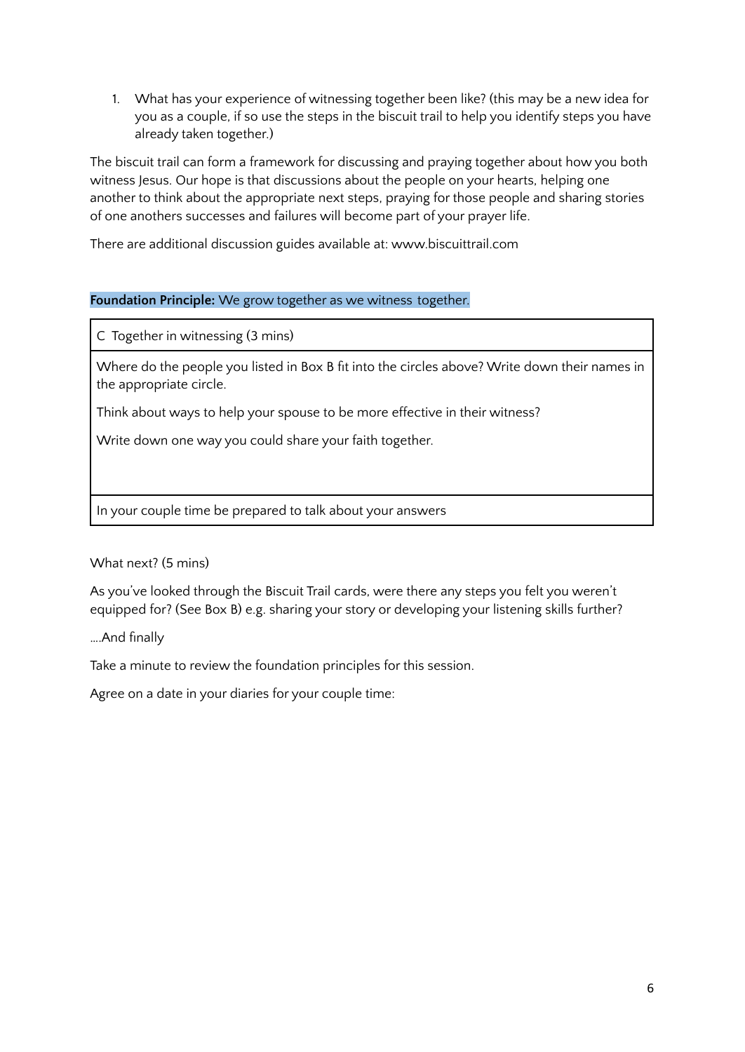1. What has your experience of witnessing together been like? (this may be a new idea for you as a couple, if so use the steps in the biscuit trail to help you identify steps you have already taken together.)

The biscuit trail can form a framework for discussing and praying together about how you both witness Jesus. Our hope is that discussions about the people on your hearts, helping one another to think about the appropriate next steps, praying for those people and sharing stories of one anothers successes and failures will become part of your prayer life.

There are additional discussion guides available at: www.biscuittrail.com

**Foundation Principle:** We grow together as we witness together.

| C Together in witnessing (3 mins) |
|---|
| Where do the people you listed in Box B fit into the circles above? Write down their names in the appropriate circle.<br><br>Think about ways to help your spouse to be more effective in their witness?<br><br>Write down one way you could share your faith together. |
| In your couple time be prepared to talk about your answers |

What next? (5 mins)

As you've looked through the Biscuit Trail cards, were there any steps you felt you weren't equipped for? (See Box B) e.g. sharing your story or developing your listening skills further?

….And finally

Take a minute to review the foundation principles for this session.

Agree on a date in your diaries for your couple time: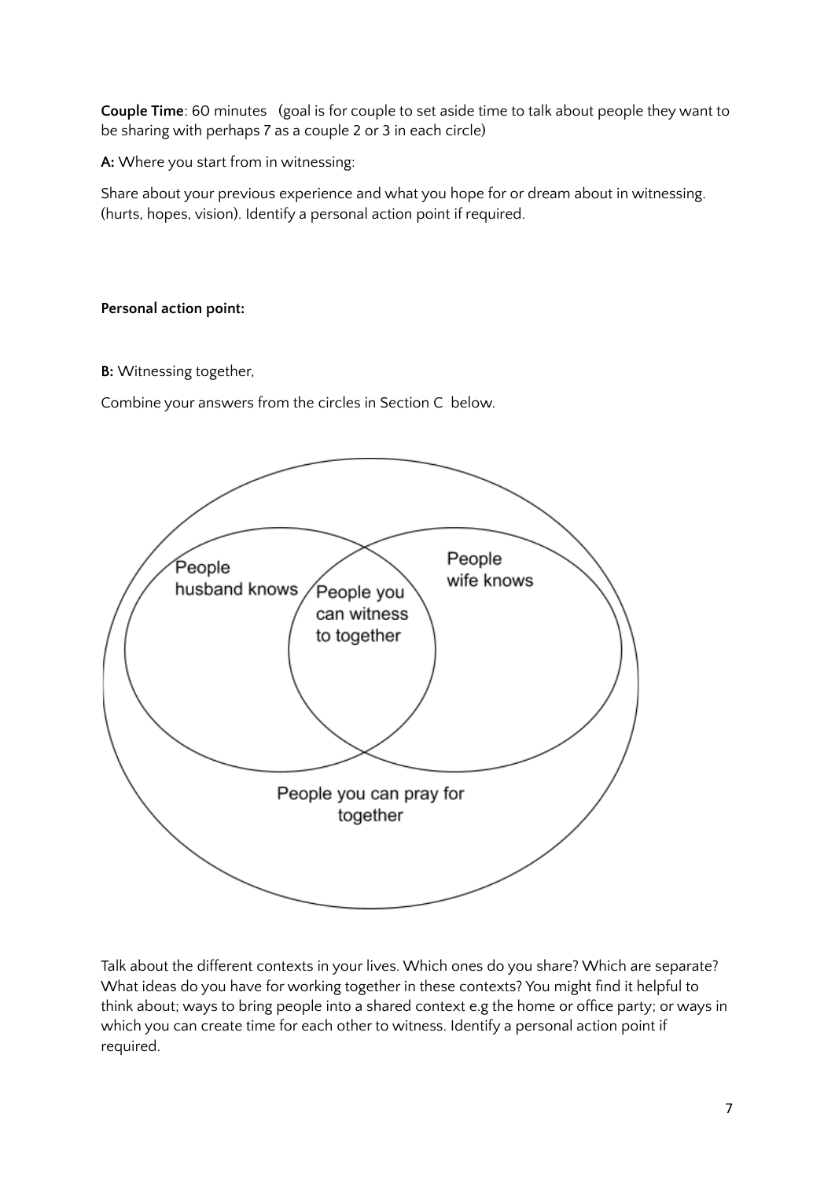**Couple Time**: 60 minutes (goal is for couple to set aside time to talk about people they want to be sharing with perhaps 7 as a couple 2 or 3 in each circle)

**A:** Where you start from in witnessing:

Share about your previous experience and what you hope for or dream about in witnessing. (hurts, hopes, vision). Identify a personal action point if required.

**Personal action point:**

**B:** Witnessing together,

Combine your answers from the circles in Section C below.

People husband knows

People you can witness to together

People wife knows

People you can pray for together

Talk about the different contexts in your lives. Which ones do you share? Which are separate? What ideas do you have for working together in these contexts? You might find it helpful to think about; ways to bring people into a shared context e.g the home or office party; or ways in which you can create time for each other to witness. Identify a personal action point if required.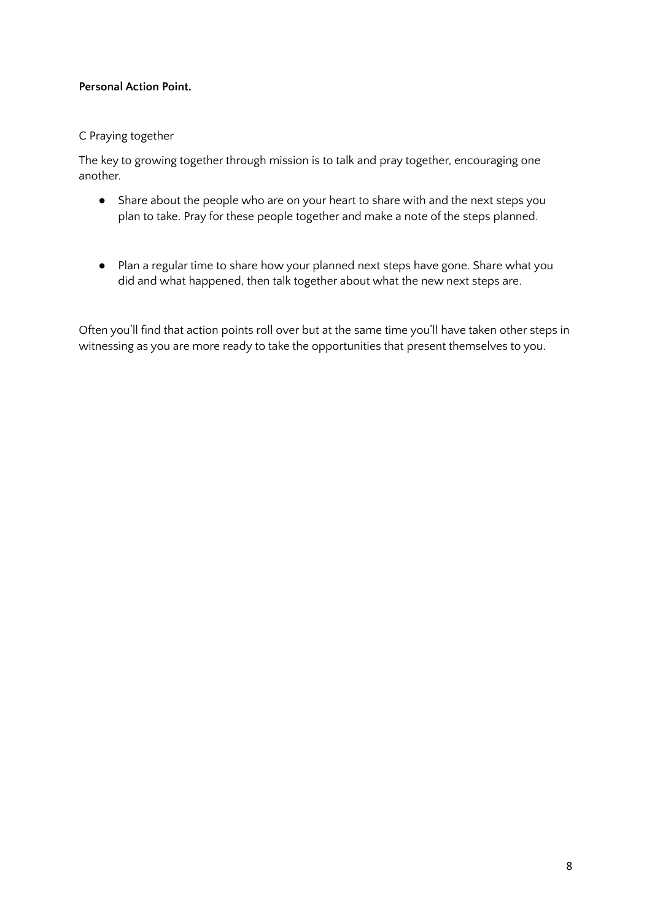**Personal Action Point.**

C Praying together

The key to growing together through mission is to talk and pray together, encouraging one another.

- Share about the people who are on your heart to share with and the next steps you plan to take. Pray for these people together and make a note of the steps planned.

- Plan a regular time to share how your planned next steps have gone. Share what you did and what happened, then talk together about what the new next steps are.

Often you'll find that action points roll over but at the same time you'll have taken other steps in witnessing as you are more ready to take the opportunities that present themselves to you.